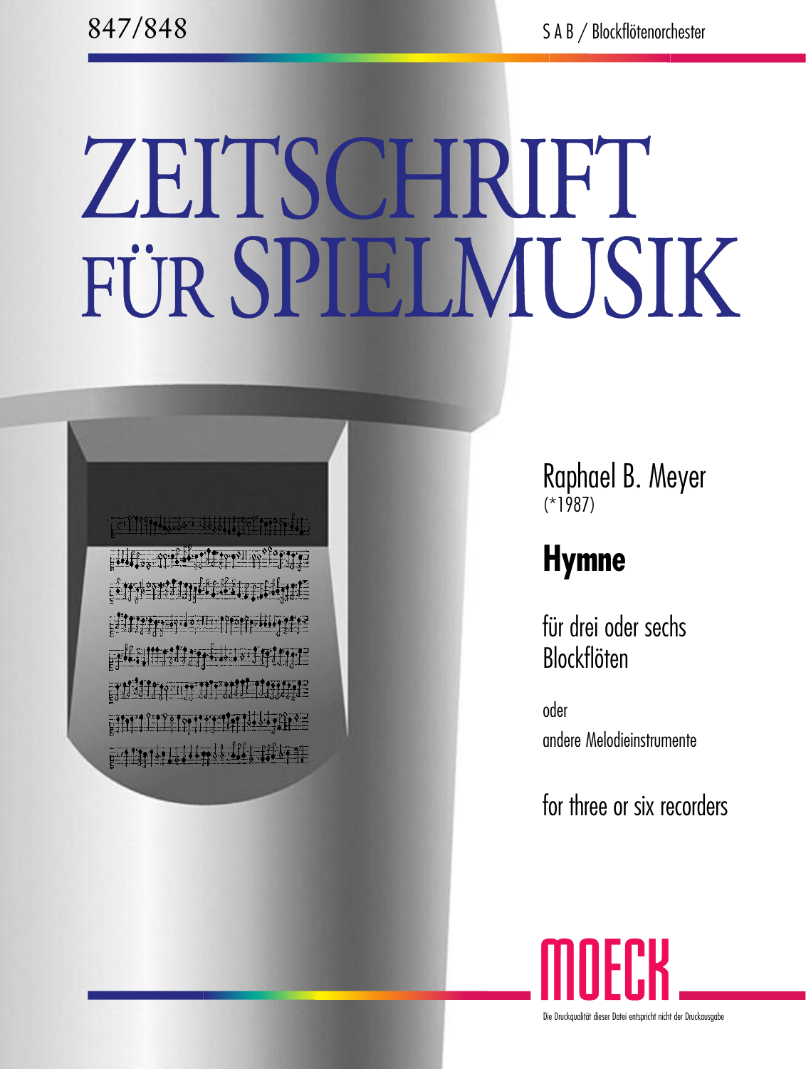847/848

S A B / Blockflötenorchester

# ZEITSCHRIFT FÜR SPIELMUSIK

Raphael B. Meyer
(*1987)

## Hymne

für drei oder sechs Blockflöten

oder

andere Melodieinstrumente

for three or six recorders

MOECK

Die Druckqualität dieser Datei entspricht nicht der Druckausgabe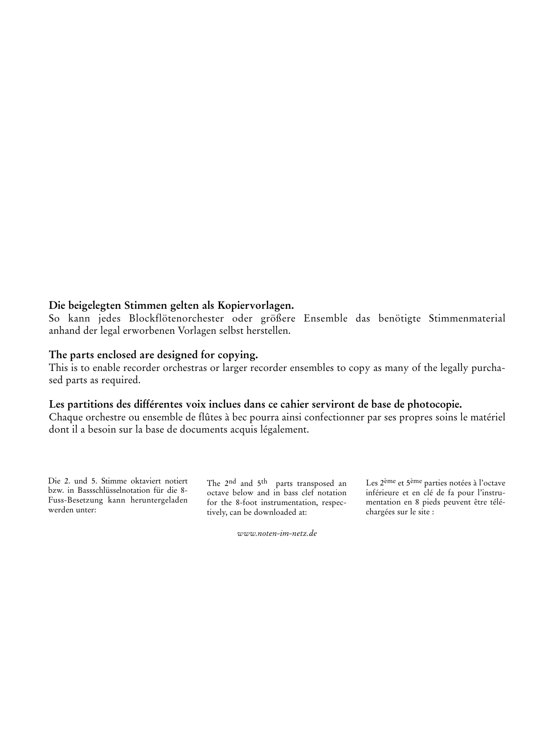**Die beigelegten Stimmen gelten als Kopiervorlagen.**
So kann jedes Blockflötenorchester oder größere Ensemble das benötigte Stimmenmaterial anhand der legal erworbenen Vorlagen selbst herstellen.

**The parts enclosed are designed for copying.**
This is to enable recorder orchestras or larger recorder ensembles to copy as many of the legally purchased parts as required.

**Les partitions des différentes voix inclues dans ce cahier serviront de base de photocopie.**
Chaque orchestre ou ensemble de flûtes à bec pourra ainsi confectionner par ses propres soins le matériel dont il a besoin sur la base de documents acquis légalement.

Die 2. und 5. Stimme oktaviert notiert bzw. in Bassschlüsselnotation für die 8-Fuss-Besetzung kann heruntergeladen werden unter:

The 2nd and 5th parts transposed an octave below and in bass clef notation for the 8-foot instrumentation, respectively, can be downloaded at:

Les 2ème et 5ème parties notées à l'octave inférieure et en clé de fa pour l'instrumentation en 8 pieds peuvent être téléchargées sur le site :

*www.noten-im-netz.de*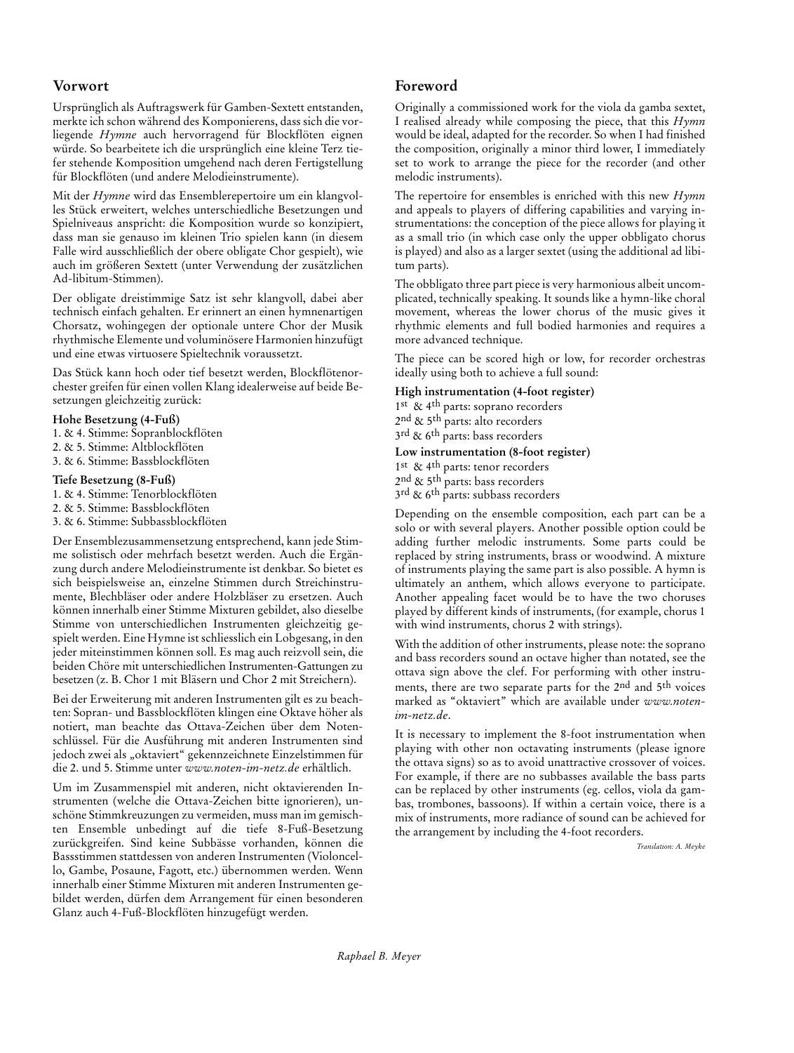## Vorwort

Ursprünglich als Auftragswerk für Gamben-Sextett entstanden, merkte ich schon während des Komponierens, dass sich die vorliegende *Hymne* auch hervorragend für Blockflöten eignen würde. So bearbeitete ich die ursprünglich eine kleine Terz tiefer stehende Komposition umgehend nach deren Fertigstellung für Blockflöten (und andere Melodieinstrumente).

Mit der *Hymne* wird das Ensemblerepertoire um ein klangvolles Stück erweitert, welches unterschiedliche Besetzungen und Spielniveaus anspricht: die Komposition wurde so konzipiert, dass man sie genauso im kleinen Trio spielen kann (in diesem Falle wird ausschließlich der obere obligate Chor gespielt), wie auch im größeren Sextett (unter Verwendung der zusätzlichen Ad-libitum-Stimmen).

Der obligate dreistimmige Satz ist sehr klangvoll, dabei aber technisch einfach gehalten. Er erinnert an einen hymnenartigen Chorsatz, wohingegen der optionale untere Chor der Musik rhythmische Elemente und voluminösere Harmonien hinzufügt und eine etwas virtuosere Spieltechnik voraussetzt.

Das Stück kann hoch oder tief besetzt werden, Blockflötenorchester greifen für einen vollen Klang idealerweise auf beide Besetzungen gleichzeitig zurück:

**Hohe Besetzung (4-Fuß)**

1. & 4. Stimme: Sopranblockflöten
2. & 5. Stimme: Altblockflöten
3. & 6. Stimme: Bassblockflöten

**Tiefe Besetzung (8-Fuß)**

1. & 4. Stimme: Tenorblockflöten
2. & 5. Stimme: Bassblockflöten
3. & 6. Stimme: Subbassblockflöten

Der Ensemblezusammensetzung entsprechend, kann jede Stimme solistisch oder mehrfach besetzt werden. Auch die Ergänzung durch andere Melodieinstrumente ist denkbar. So bietet es sich beispielsweise an, einzelne Stimmen durch Streichinstrumente, Blechbläser oder andere Holzbläser zu ersetzen. Auch können innerhalb einer Stimme Mixturen gebildet, also dieselbe Stimme von unterschiedlichen Instrumenten gleichzeitig gespielt werden. Eine Hymne ist schliesslich ein Lobgesang, in den jeder miteinstimmen können soll. Es mag auch reizvoll sein, die beiden Chöre mit unterschiedlichen Instrumenten-Gattungen zu besetzen (z. B. Chor 1 mit Bläsern und Chor 2 mit Streichern).

Bei der Erweiterung mit anderen Instrumenten gilt es zu beachten: Sopran- und Bassblockflöten klingen eine Oktave höher als notiert, man beachte das Ottava-Zeichen über dem Notenschlüssel. Für die Ausführung mit anderen Instrumenten sind jedoch zwei als „oktaviert" gekennzeichnete Einzelstimmen für die 2. und 5. Stimme unter *www.noten-im-netz.de* erhältlich.

Um im Zusammenspiel mit anderen, nicht oktavierenden Instrumenten (welche die Ottava-Zeichen bitte ignorieren), unschöne Stimmkreuzungen zu vermeiden, muss man im gemischten Ensemble unbedingt auf die tiefe 8-Fuß-Besetzung zurückgreifen. Sind keine Subbässe vorhanden, können die Bassstimmen stattdessen von anderen Instrumenten (Violoncello, Gambe, Posaune, Fagott, etc.) übernommen werden. Wenn innerhalb einer Stimme Mixturen mit anderen Instrumenten gebildet werden, dürfen dem Arrangement für einen besonderen Glanz auch 4-Fuß-Blockflöten hinzugefügt werden.

## Foreword

Originally a commissioned work for the viola da gamba sextet, I realised already while composing the piece, that this *Hymn* would be ideal, adapted for the recorder. So when I had finished the composition, originally a minor third lower, I immediately set to work to arrange the piece for the recorder (and other melodic instruments).

The repertoire for ensembles is enriched with this new *Hymn* and appeals to players of differing capabilities and varying instrumentations: the conception of the piece allows for playing it as a small trio (in which case only the upper obbligato chorus is played) and also as a larger sextet (using the additional ad libitum parts).

The obbligato three part piece is very harmonious albeit uncomplicated, technically speaking. It sounds like a hymn-like choral movement, whereas the lower chorus of the music gives it rhythmic elements and full bodied harmonies and requires a more advanced technique.

The piece can be scored high or low, for recorder orchestras ideally using both to achieve a full sound:

**High instrumentation (4-foot register)**

1st & 4th parts: soprano recorders
2nd & 5th parts: alto recorders
3rd & 6th parts: bass recorders

**Low instrumentation (8-foot register)**

1st & 4th parts: tenor recorders
2nd & 5th parts: bass recorders
3rd & 6th parts: subbass recorders

Depending on the ensemble composition, each part can be a solo or with several players. Another possible option could be adding further melodic instruments. Some parts could be replaced by string instruments, brass or woodwind. A mixture of instruments playing the same part is also possible. A hymn is ultimately an anthem, which allows everyone to participate. Another appealing facet would be to have the two choruses played by different kinds of instruments, (for example, chorus 1 with wind instruments, chorus 2 with strings).

With the addition of other instruments, please note: the soprano and bass recorders sound an octave higher than notated, see the ottava sign above the clef. For performing with other instruments, there are two separate parts for the 2nd and 5th voices marked as "oktaviert" which are available under *www.noten-im-netz.de*.

It is necessary to implement the 8-foot instrumentation when playing with other non octavating instruments (please ignore the ottava signs) so as to avoid unattractive crossover of voices. For example, if there are no subbasses available the bass parts can be replaced by other instruments (eg. cellos, viola da gambas, trombones, bassoons). If within a certain voice, there is a mix of instruments, more radiance of sound can be achieved for the arrangement by including the 4-foot recorders.

*Translation: A. Meyke*

*Raphael B. Meyer*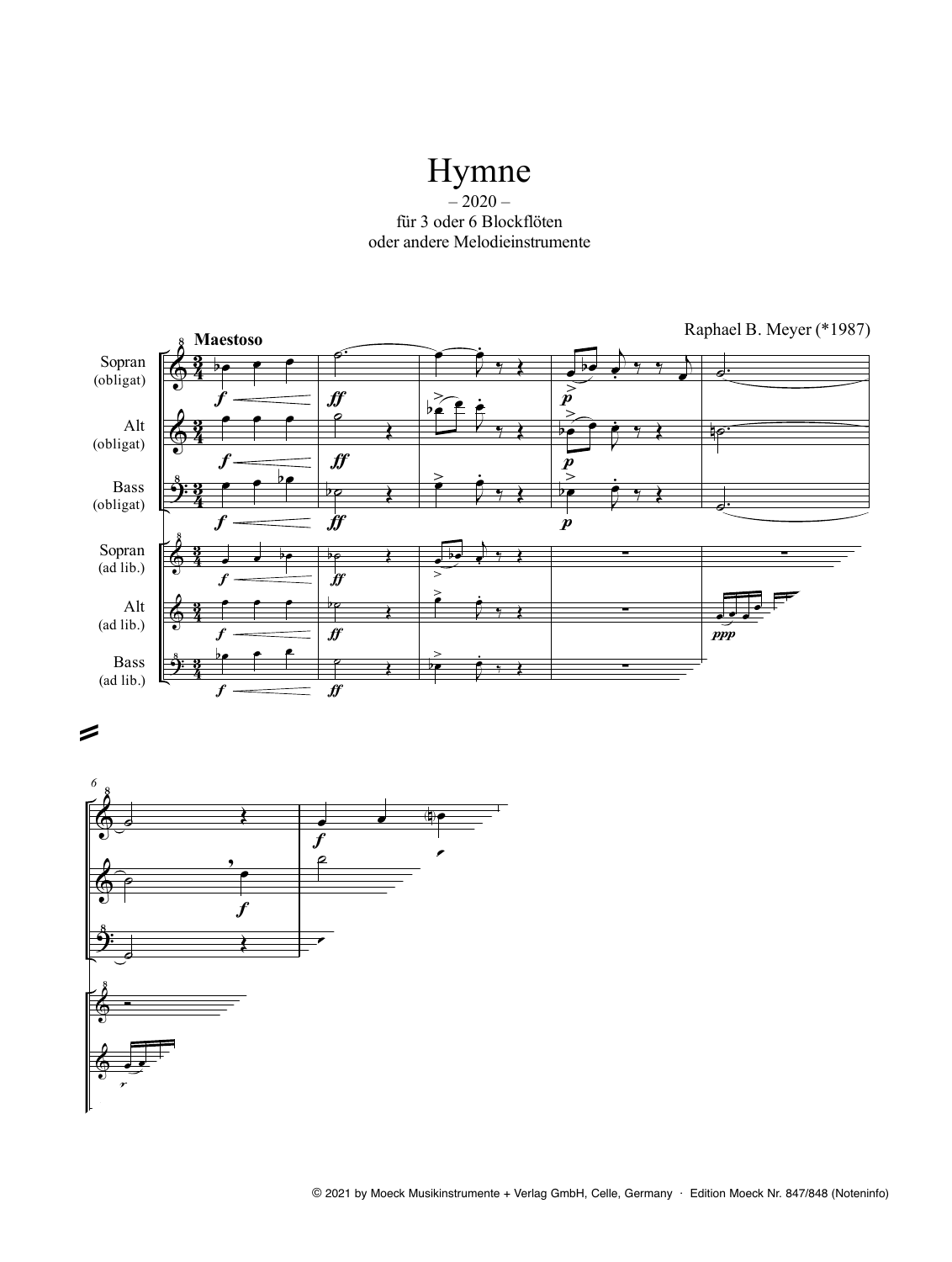# Hymne

– 2020 –
für 3 oder 6 Blockflöten
oder andere Melodieinstrumente

Raphael B. Meyer (*1987)

**Maestoso**

Sopran (obligat)

Alt (obligat)

Bass (obligat)

Sopran (ad lib.)

Alt (ad lib.)

Bass (ad lib.)

© 2021 by Moeck Musikinstrumente + Verlag GmbH, Celle, Germany · Edition Moeck Nr. 847/848 (Noteninfo)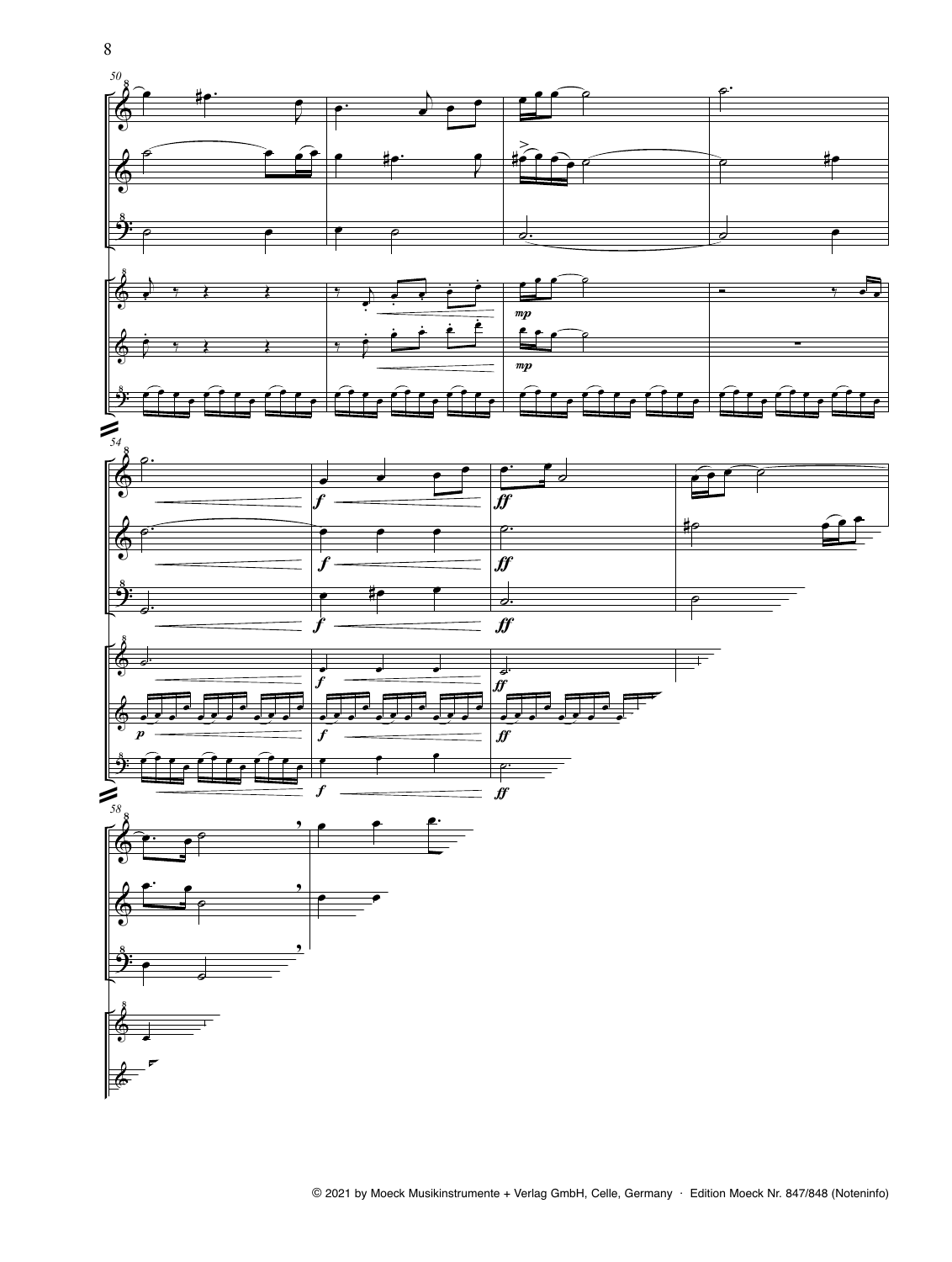© 2021 by Moeck Musikinstrumente + Verlag GmbH, Celle, Germany · Edition Moeck Nr. 847/848 (Noteninfo)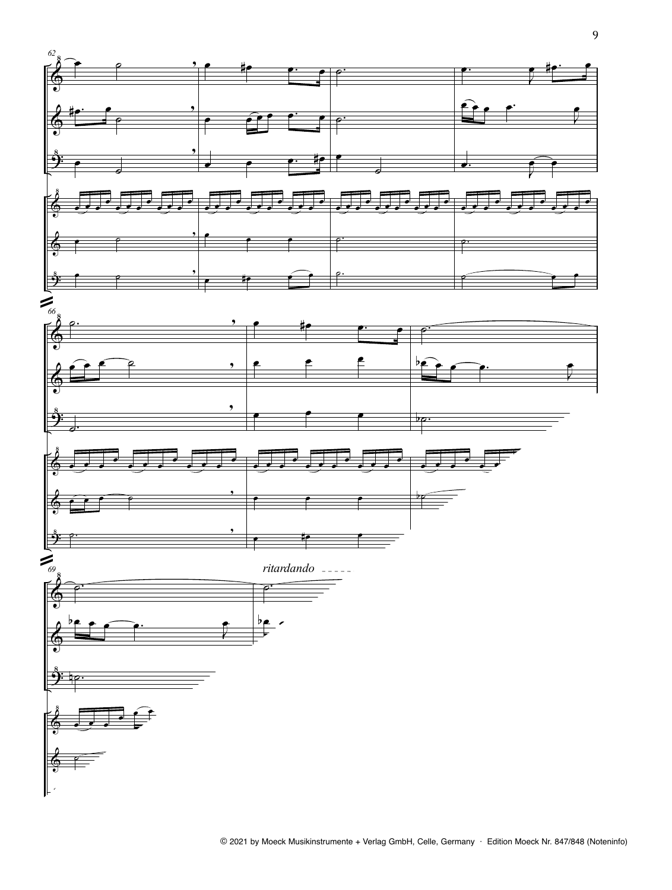*ritardando*

© 2021 by Moeck Musikinstrumente + Verlag GmbH, Celle, Germany · Edition Moeck Nr. 847/848 (Noteninfo)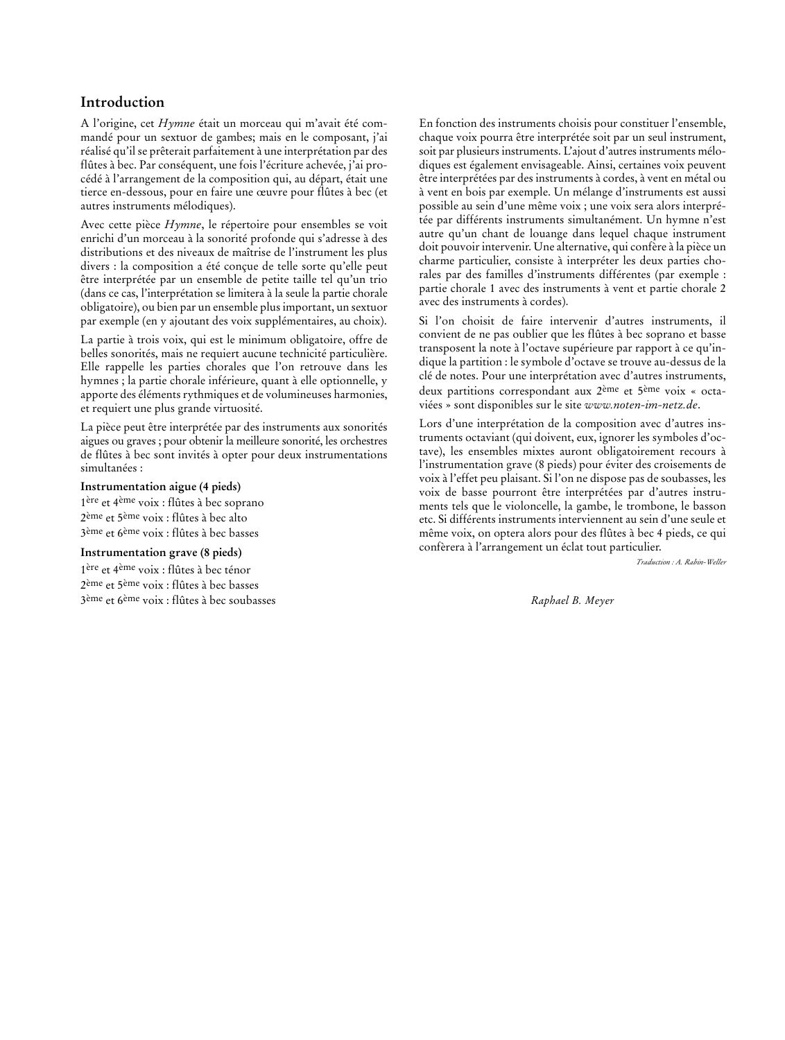## Introduction

A l'origine, cet *Hymne* était un morceau qui m'avait été commandé pour un sextuor de gambes; mais en le composant, j'ai réalisé qu'il se prêterait parfaitement à une interprétation par des flûtes à bec. Par conséquent, une fois l'écriture achevée, j'ai procédé à l'arrangement de la composition qui, au départ, était une tierce en-dessous, pour en faire une œuvre pour flûtes à bec (et autres instruments mélodiques).

Avec cette pièce *Hymne*, le répertoire pour ensembles se voit enrichi d'un morceau à la sonorité profonde qui s'adresse à des distributions et des niveaux de maîtrise de l'instrument les plus divers : la composition a été conçue de telle sorte qu'elle peut être interprétée par un ensemble de petite taille tel qu'un trio (dans ce cas, l'interprétation se limitera à la seule la partie chorale obligatoire), ou bien par un ensemble plus important, un sextuor par exemple (en y ajoutant des voix supplémentaires, au choix).

La partie à trois voix, qui est le minimum obligatoire, offre de belles sonorités, mais ne requiert aucune technicité particulière. Elle rappelle les parties chorales que l'on retrouve dans les hymnes ; la partie chorale inférieure, quant à elle optionnelle, y apporte des éléments rythmiques et de volumineuses harmonies, et requiert une plus grande virtuosité.

La pièce peut être interprétée par des instruments aux sonorités aigues ou graves ; pour obtenir la meilleure sonorité, les orchestres de flûtes à bec sont invités à opter pour deux instrumentations simultanées :

**Instrumentation aigue (4 pieds)**

1ère et 4ème voix : flûtes à bec soprano
2ème et 5ème voix : flûtes à bec alto
3ème et 6ème voix : flûtes à bec basses

**Instrumentation grave (8 pieds)**

1ère et 4ème voix : flûtes à bec ténor
2ème et 5ème voix : flûtes à bec basses
3ème et 6ème voix : flûtes à bec soubasses

En fonction des instruments choisis pour constituer l'ensemble, chaque voix pourra être interprétée soit par un seul instrument, soit par plusieurs instruments. L'ajout d'autres instruments mélodiques est également envisageable. Ainsi, certaines voix peuvent être interprétées par des instruments à cordes, à vent en métal ou à vent en bois par exemple. Un mélange d'instruments est aussi possible au sein d'une même voix ; une voix sera alors interprétée par différents instruments simultanément. Un hymne n'est autre qu'un chant de louange dans lequel chaque instrument doit pouvoir intervenir. Une alternative, qui confère à la pièce un charme particulier, consiste à interpréter les deux parties chorales par des familles d'instruments différentes (par exemple : partie chorale 1 avec des instruments à vent et partie chorale 2 avec des instruments à cordes).

Si l'on choisit de faire intervenir d'autres instruments, il convient de ne pas oublier que les flûtes à bec soprano et basse transposent la note à l'octave supérieure par rapport à ce qu'indique la partition : le symbole d'octave se trouve au-dessus de la clé de notes. Pour une interprétation avec d'autres instruments, deux partitions correspondant aux 2ème et 5ème voix « octaviées » sont disponibles sur le site *www.noten-im-netz.de*.

Lors d'une interprétation de la composition avec d'autres instruments octaviant (qui doivent, eux, ignorer les symboles d'octave), les ensembles mixtes auront obligatoirement recours à l'instrumentation grave (8 pieds) pour éviter des croisements de voix à l'effet peu plaisant. Si l'on ne dispose pas de soubasses, les voix de basse pourront être interprétées par d'autres instruments tels que le violoncelle, la gambe, le trombone, le basson etc. Si différents instruments interviennent au sein d'une seule et même voix, on optera alors pour des flûtes à bec 4 pieds, ce qui confèrera à l'arrangement un éclat tout particulier.

*Traduction : A. Rabin-Weller*

*Raphael B. Meyer*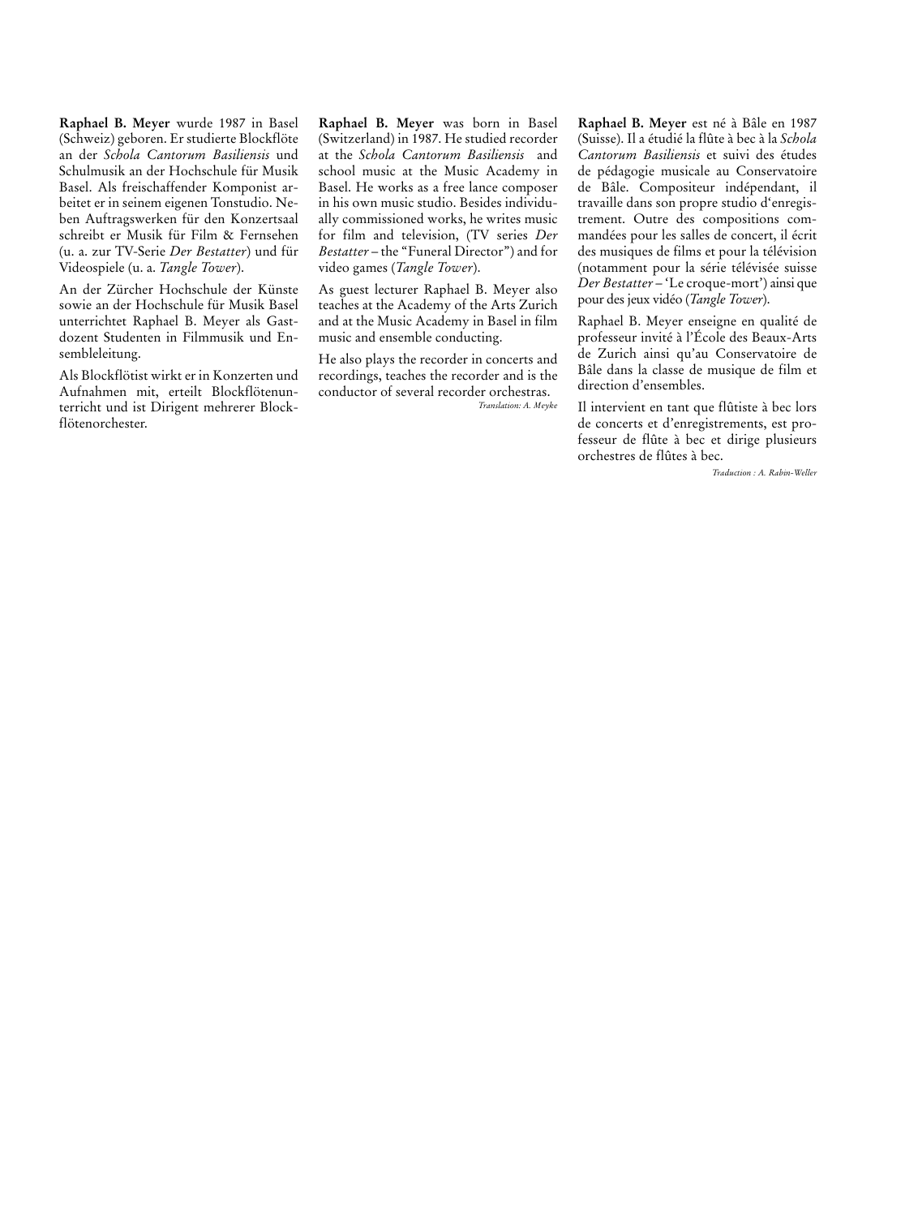**Raphael B. Meyer** wurde 1987 in Basel (Schweiz) geboren. Er studierte Blockflöte an der *Schola Cantorum Basiliensis* und Schulmusik an der Hochschule für Musik Basel. Als freischaffender Komponist arbeitet er in seinem eigenen Tonstudio. Neben Auftragswerken für den Konzertsaal schreibt er Musik für Film & Fernsehen (u. a. zur TV-Serie *Der Bestatter*) und für Videospiele (u. a. *Tangle Tower*).

An der Zürcher Hochschule der Künste sowie an der Hochschule für Musik Basel unterrichtet Raphael B. Meyer als Gastdozent Studenten in Filmmusik und Ensembleleitung.

Als Blockflötist wirkt er in Konzerten und Aufnahmen mit, erteilt Blockflötenunterricht und ist Dirigent mehrerer Blockflötenorchester.

**Raphael B. Meyer** was born in Basel (Switzerland) in 1987. He studied recorder at the *Schola Cantorum Basiliensis* and school music at the Music Academy in Basel. He works as a free lance composer in his own music studio. Besides individually commissioned works, he writes music for film and television, (TV series *Der Bestatter* – the "Funeral Director") and for video games (*Tangle Tower*).

As guest lecturer Raphael B. Meyer also teaches at the Academy of the Arts Zurich and at the Music Academy in Basel in film music and ensemble conducting.

He also plays the recorder in concerts and recordings, teaches the recorder and is the conductor of several recorder orchestras.

*Translation: A. Meyke*

**Raphael B. Meyer** est né à Bâle en 1987 (Suisse). Il a étudié la flûte à bec à la *Schola Cantorum Basiliensis* et suivi des études de pédagogie musicale au Conservatoire de Bâle. Compositeur indépendant, il travaille dans son propre studio d'enregistrement. Outre des compositions commandées pour les salles de concert, il écrit des musiques de films et pour la télévision (notamment pour la série télévisée suisse *Der Bestatter* – 'Le croque-mort') ainsi que pour des jeux vidéo (*Tangle Tower*).

Raphael B. Meyer enseigne en qualité de professeur invité à l'École des Beaux-Arts de Zurich ainsi qu'au Conservatoire de Bâle dans la classe de musique de film et direction d'ensembles.

Il intervient en tant que flûtiste à bec lors de concerts et d'enregistrements, est professeur de flûte à bec et dirige plusieurs orchestres de flûtes à bec.

*Traduction : A. Rabin-Weller*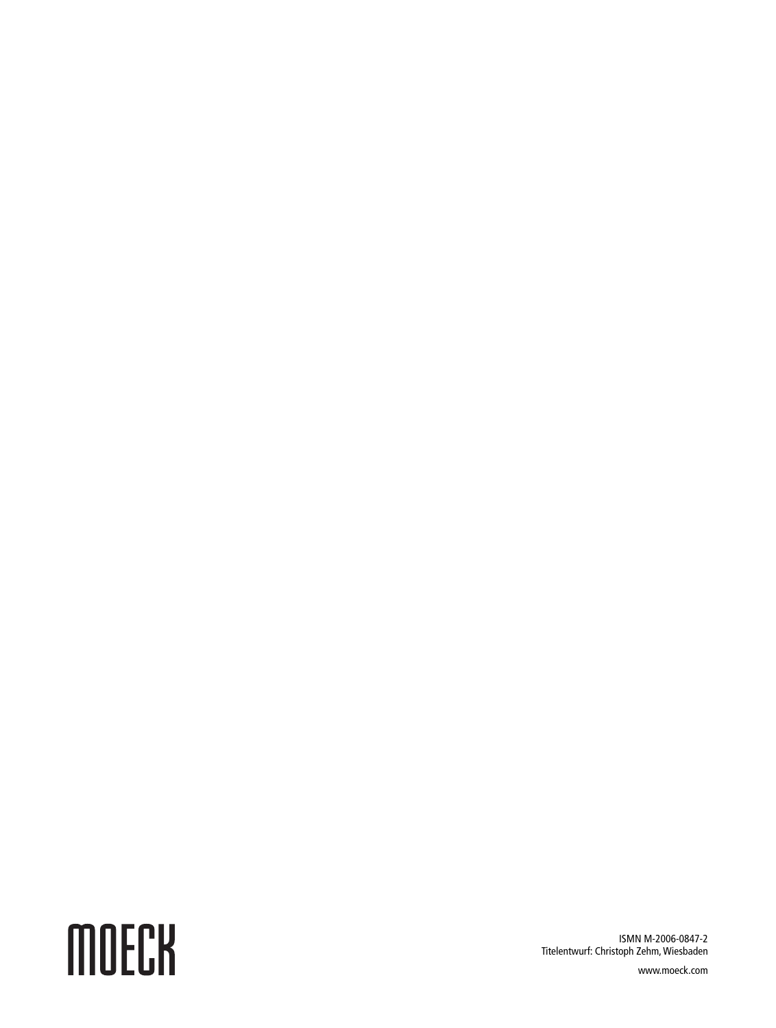MOECK

ISMN M-2006-0847-2
Titelentwurf: Christoph Zehm, Wiesbaden

www.moeck.com